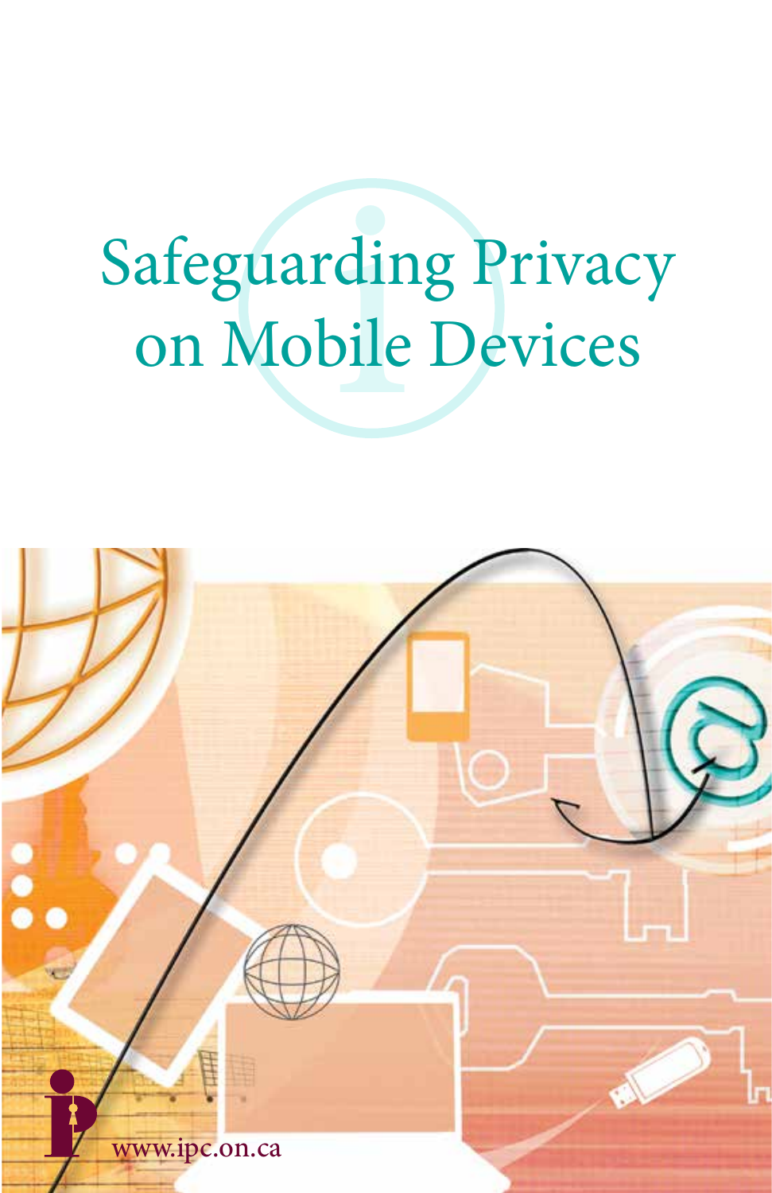# Safeguarding Privacy on Mobile Devices

www.ipc.on.ca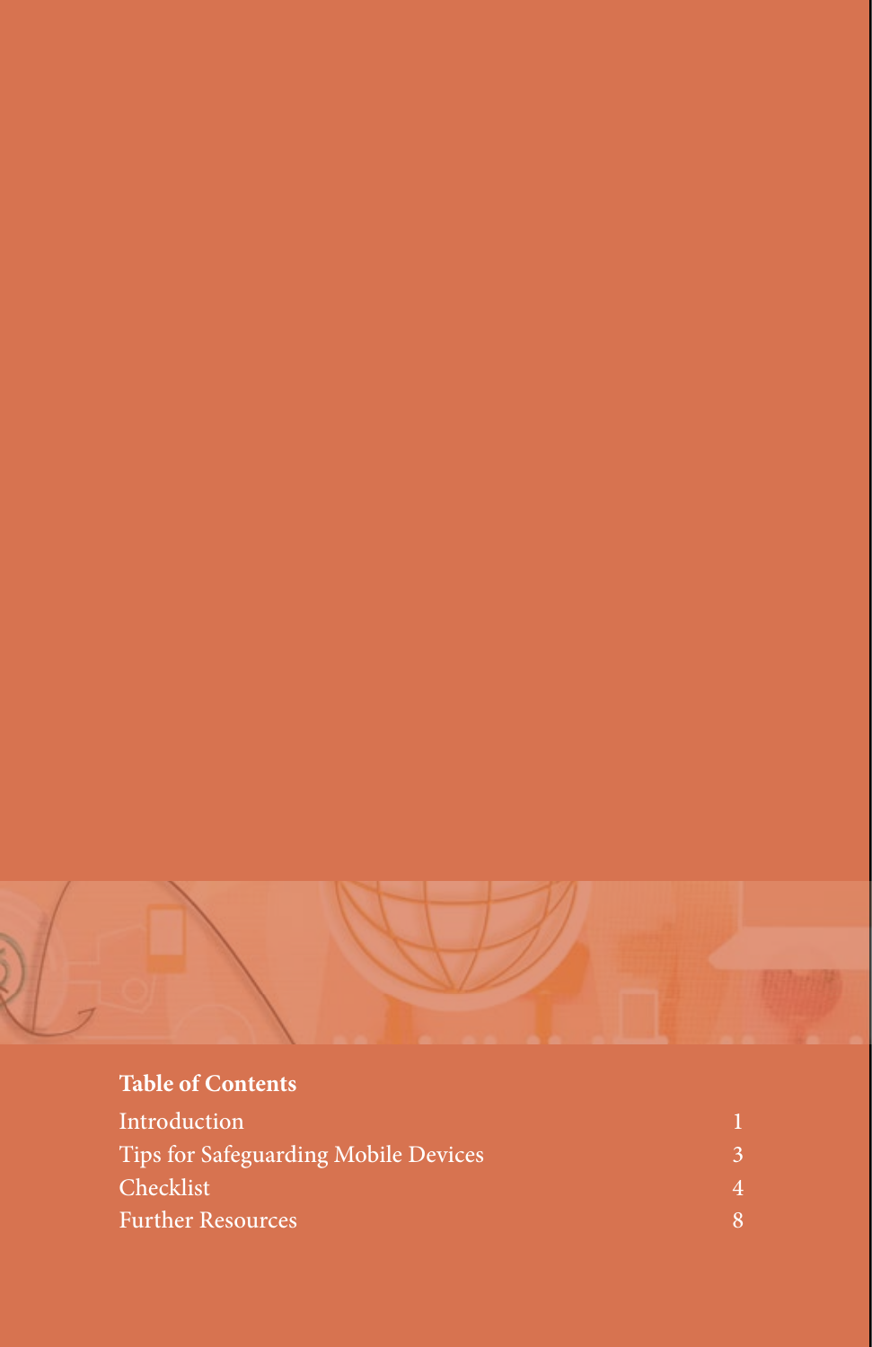**Table of Contents**

| | |
|---|---|
| Introduction | 1 |
| Tips for Safeguarding Mobile Devices | 3 |
| Checklist | 4 |
| Further Resources | 8 |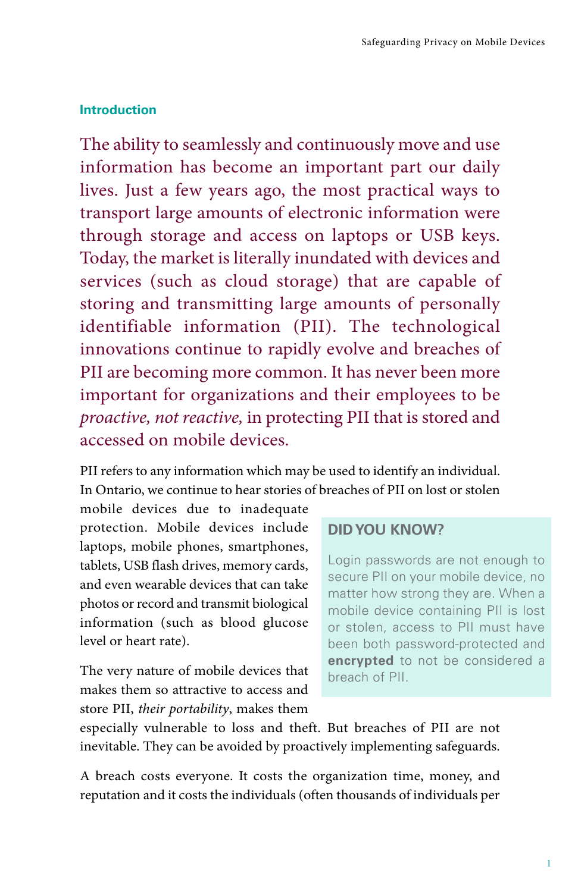## Introduction

The ability to seamlessly and continuously move and use information has become an important part our daily lives. Just a few years ago, the most practical ways to transport large amounts of electronic information were through storage and access on laptops or USB keys. Today, the market is literally inundated with devices and services (such as cloud storage) that are capable of storing and transmitting large amounts of personally identifiable information (PII). The technological innovations continue to rapidly evolve and breaches of PII are becoming more common. It has never been more important for organizations and their employees to be *proactive, not reactive,* in protecting PII that is stored and accessed on mobile devices.

PII refers to any information which may be used to identify an individual. In Ontario, we continue to hear stories of breaches of PII on lost or stolen mobile devices due to inadequate protection. Mobile devices include laptops, mobile phones, smartphones, tablets, USB flash drives, memory cards, and even wearable devices that can take photos or record and transmit biological information (such as blood glucose level or heart rate).

> **DID YOU KNOW?**
>
> Login passwords are not enough to secure PII on your mobile device, no matter how strong they are. When a mobile device containing PII is lost or stolen, access to PII must have been both password-protected and **encrypted** to not be considered a breach of PII.

The very nature of mobile devices that makes them so attractive to access and store PII, *their portability*, makes them especially vulnerable to loss and theft. But breaches of PII are not inevitable. They can be avoided by proactively implementing safeguards.

A breach costs everyone. It costs the organization time, money, and reputation and it costs the individuals (often thousands of individuals per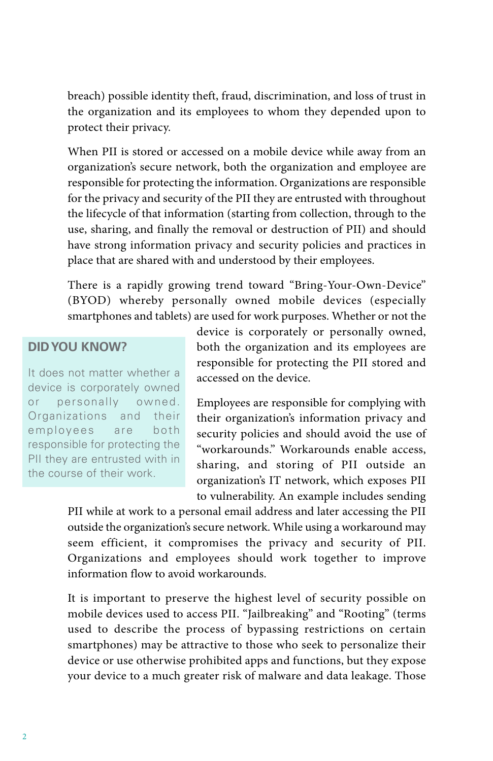breach) possible identity theft, fraud, discrimination, and loss of trust in the organization and its employees to whom they depended upon to protect their privacy.

When PII is stored or accessed on a mobile device while away from an organization's secure network, both the organization and employee are responsible for protecting the information. Organizations are responsible for the privacy and security of the PII they are entrusted with throughout the lifecycle of that information (starting from collection, through to the use, sharing, and finally the removal or destruction of PII) and should have strong information privacy and security policies and practices in place that are shared with and understood by their employees.

There is a rapidly growing trend toward "Bring-Your-Own-Device" (BYOD) whereby personally owned mobile devices (especially smartphones and tablets) are used for work purposes. Whether or not the device is corporately or personally owned, both the organization and its employees are responsible for protecting the PII stored and accessed on the device.

> **DID YOU KNOW?**
>
> It does not matter whether a device is corporately owned or personally owned. Organizations and their employees are both responsible for protecting the PII they are entrusted with in the course of their work.

Employees are responsible for complying with their organization's information privacy and security policies and should avoid the use of "workarounds." Workarounds enable access, sharing, and storing of PII outside an organization's IT network, which exposes PII to vulnerability. An example includes sending PII while at work to a personal email address and later accessing the PII outside the organization's secure network. While using a workaround may seem efficient, it compromises the privacy and security of PII. Organizations and employees should work together to improve information flow to avoid workarounds.

It is important to preserve the highest level of security possible on mobile devices used to access PII. "Jailbreaking" and "Rooting" (terms used to describe the process of bypassing restrictions on certain smartphones) may be attractive to those who seek to personalize their device or use otherwise prohibited apps and functions, but they expose your device to a much greater risk of malware and data leakage. Those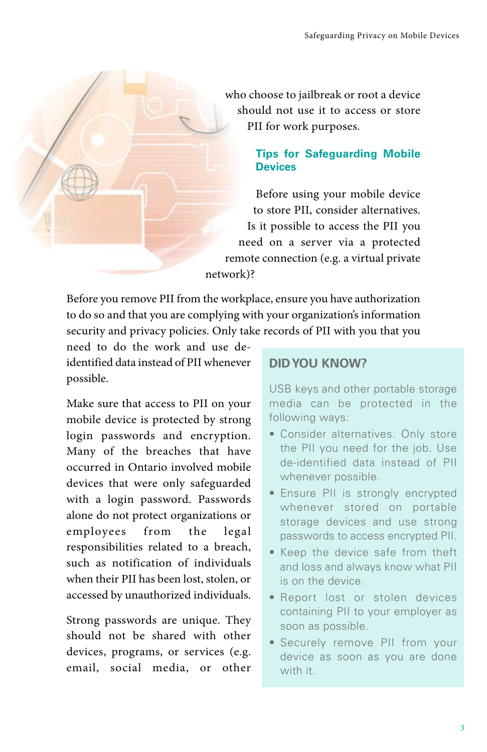who choose to jailbreak or root a device should not use it to access or store PII for work purposes.

### Tips for Safeguarding Mobile Devices

Before using your mobile device to store PII, consider alternatives. Is it possible to access the PII you need on a server via a protected remote connection (e.g. a virtual private network)?

Before you remove PII from the workplace, ensure you have authorization to do so and that you are complying with your organization's information security and privacy policies. Only take records of PII with you that you need to do the work and use de-identified data instead of PII whenever possible.

Make sure that access to PII on your mobile device is protected by strong login passwords and encryption. Many of the breaches that have occurred in Ontario involved mobile devices that were only safeguarded with a login password. Passwords alone do not protect organizations or employees from the legal responsibilities related to a breach, such as notification of individuals when their PII has been lost, stolen, or accessed by unauthorized individuals.

Strong passwords are unique. They should not be shared with other devices, programs, or services (e.g. email, social media, or other

> **DID YOU KNOW?**
>
> USB keys and other portable storage media can be protected in the following ways:
>
> - Consider alternatives. Only store the PII you need for the job. Use de-identified data instead of PII whenever possible.
> - Ensure PII is strongly encrypted whenever stored on portable storage devices and use strong passwords to access encrypted PII.
> - Keep the device safe from theft and loss and always know what PII is on the device.
> - Report lost or stolen devices containing PII to your employer as soon as possible.
> - Securely remove PII from your device as soon as you are done with it.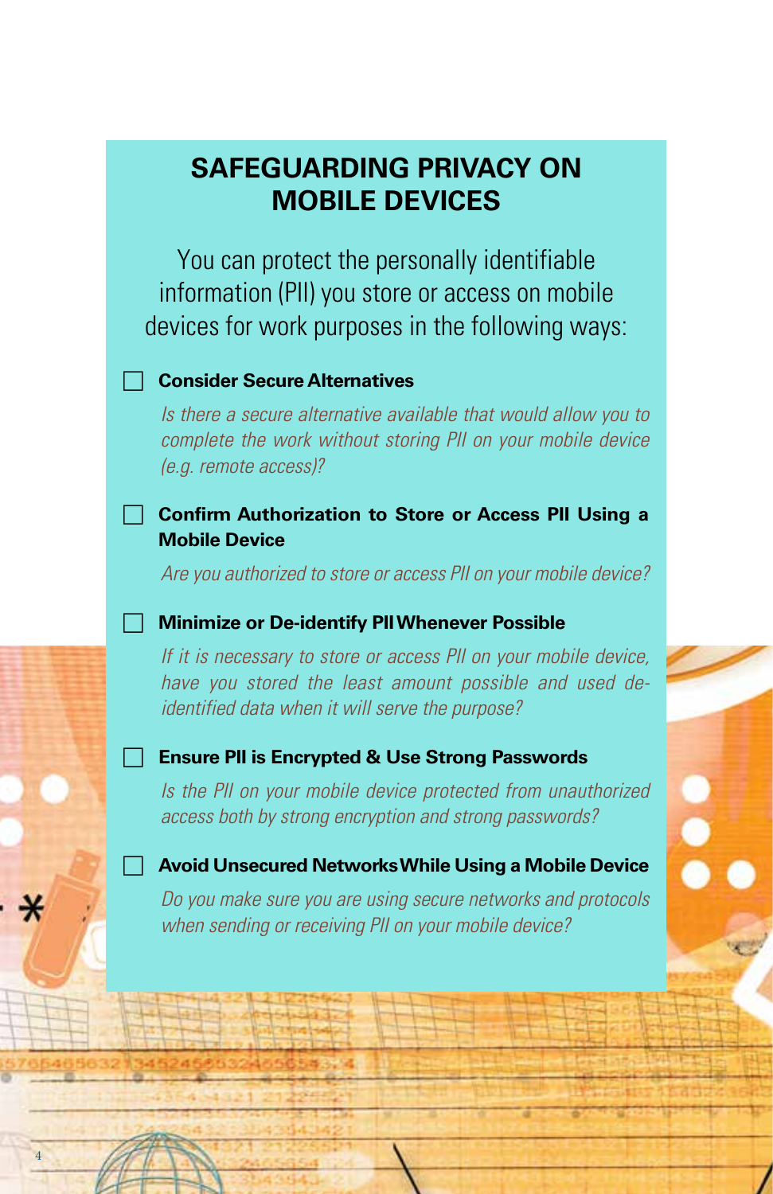# SAFEGUARDING PRIVACY ON MOBILE DEVICES

You can protect the personally identifiable information (PII) you store or access on mobile devices for work purposes in the following ways:

- [ ] **Consider Secure Alternatives**

  *Is there a secure alternative available that would allow you to complete the work without storing PII on your mobile device (e.g. remote access)?*

- [ ] **Confirm Authorization to Store or Access PII Using a Mobile Device**

  *Are you authorized to store or access PII on your mobile device?*

- [ ] **Minimize or De-identify PII Whenever Possible**

  *If it is necessary to store or access PII on your mobile device, have you stored the least amount possible and used de-identified data when it will serve the purpose?*

- [ ] **Ensure PII is Encrypted & Use Strong Passwords**

  *Is the PII on your mobile device protected from unauthorized access both by strong encryption and strong passwords?*

- [ ] **Avoid Unsecured Networks While Using a Mobile Device**

  *Do you make sure you are using secure networks and protocols when sending or receiving PII on your mobile device?*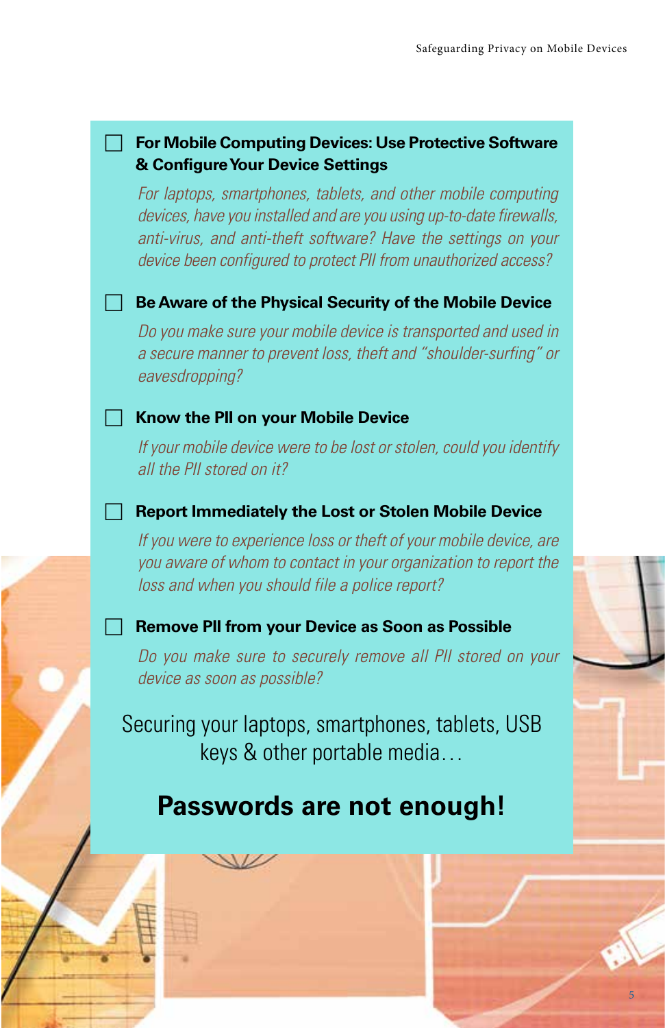- [ ] **For Mobile Computing Devices: Use Protective Software & Configure Your Device Settings**

  *For laptops, smartphones, tablets, and other mobile computing devices, have you installed and are you using up-to-date firewalls, anti-virus, and anti-theft software? Have the settings on your device been configured to protect PII from unauthorized access?*

- [ ] **Be Aware of the Physical Security of the Mobile Device**

  *Do you make sure your mobile device is transported and used in a secure manner to prevent loss, theft and "shoulder-surfing" or eavesdropping?*

- [ ] **Know the PII on your Mobile Device**

  *If your mobile device were to be lost or stolen, could you identify all the PII stored on it?*

- [ ] **Report Immediately the Lost or Stolen Mobile Device**

  *If you were to experience loss or theft of your mobile device, are you aware of whom to contact in your organization to report the loss and when you should file a police report?*

- [ ] **Remove PII from your Device as Soon as Possible**

  *Do you make sure to securely remove all PII stored on your device as soon as possible?*

Securing your laptops, smartphones, tablets, USB keys & other portable media…

## Passwords are not enough!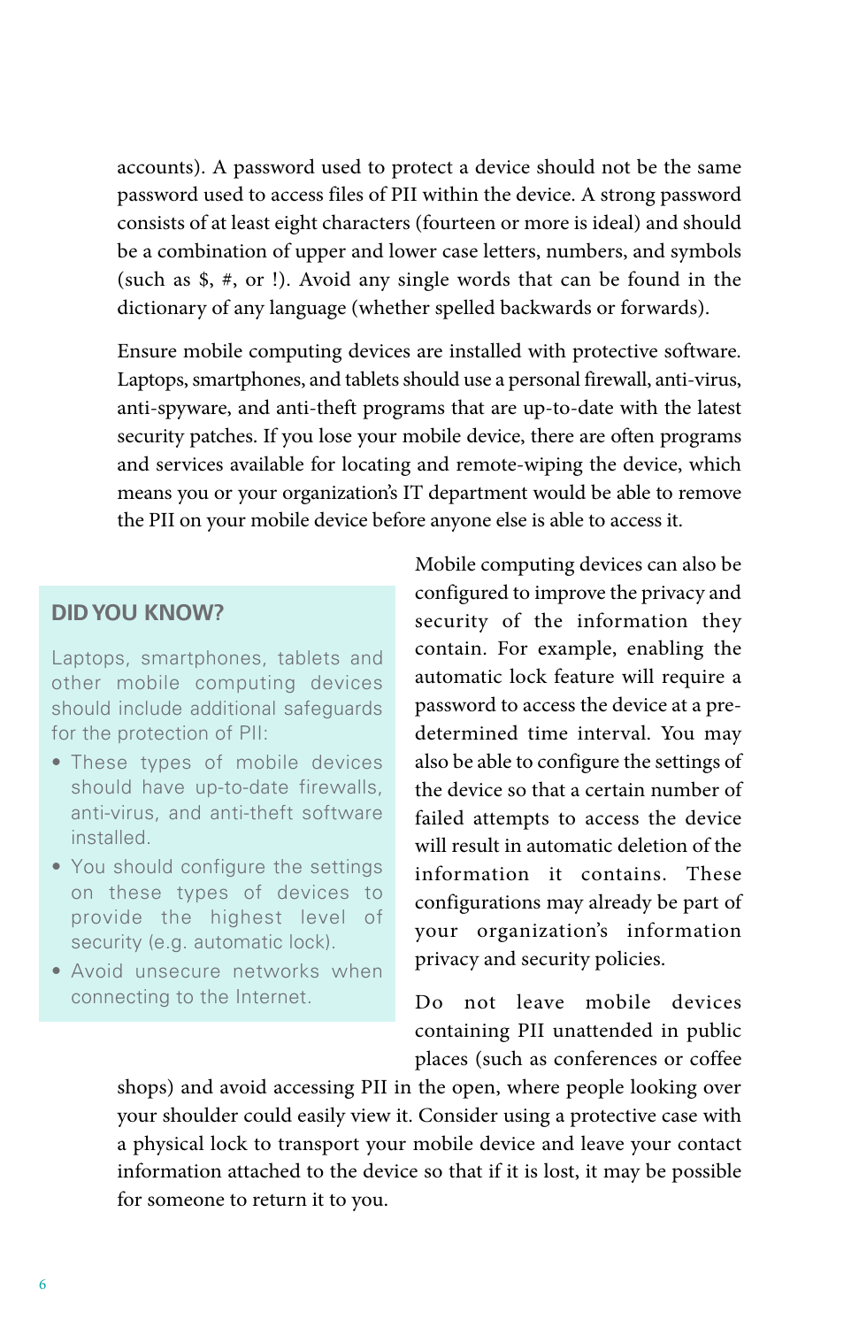accounts). A password used to protect a device should not be the same password used to access files of PII within the device. A strong password consists of at least eight characters (fourteen or more is ideal) and should be a combination of upper and lower case letters, numbers, and symbols (such as $, #, or !). Avoid any single words that can be found in the dictionary of any language (whether spelled backwards or forwards).

Ensure mobile computing devices are installed with protective software. Laptops, smartphones, and tablets should use a personal firewall, anti-virus, anti-spyware, and anti-theft programs that are up-to-date with the latest security patches. If you lose your mobile device, there are often programs and services available for locating and remote-wiping the device, which means you or your organization's IT department would be able to remove the PII on your mobile device before anyone else is able to access it.

Mobile computing devices can also be configured to improve the privacy and security of the information they contain. For example, enabling the automatic lock feature will require a password to access the device at a pre-determined time interval. You may also be able to configure the settings of the device so that a certain number of failed attempts to access the device will result in automatic deletion of the information it contains. These configurations may already be part of your organization's information privacy and security policies.

Do not leave mobile devices containing PII unattended in public places (such as conferences or coffee shops) and avoid accessing PII in the open, where people looking over your shoulder could easily view it. Consider using a protective case with a physical lock to transport your mobile device and leave your contact information attached to the device so that if it is lost, it may be possible for someone to return it to you.

> **DID YOU KNOW?**
>
> Laptops, smartphones, tablets and other mobile computing devices should include additional safeguards for the protection of PII:
>
> - These types of mobile devices should have up-to-date firewalls, anti-virus, and anti-theft software installed.
> - You should configure the settings on these types of devices to provide the highest level of security (e.g. automatic lock).
> - Avoid unsecure networks when connecting to the Internet.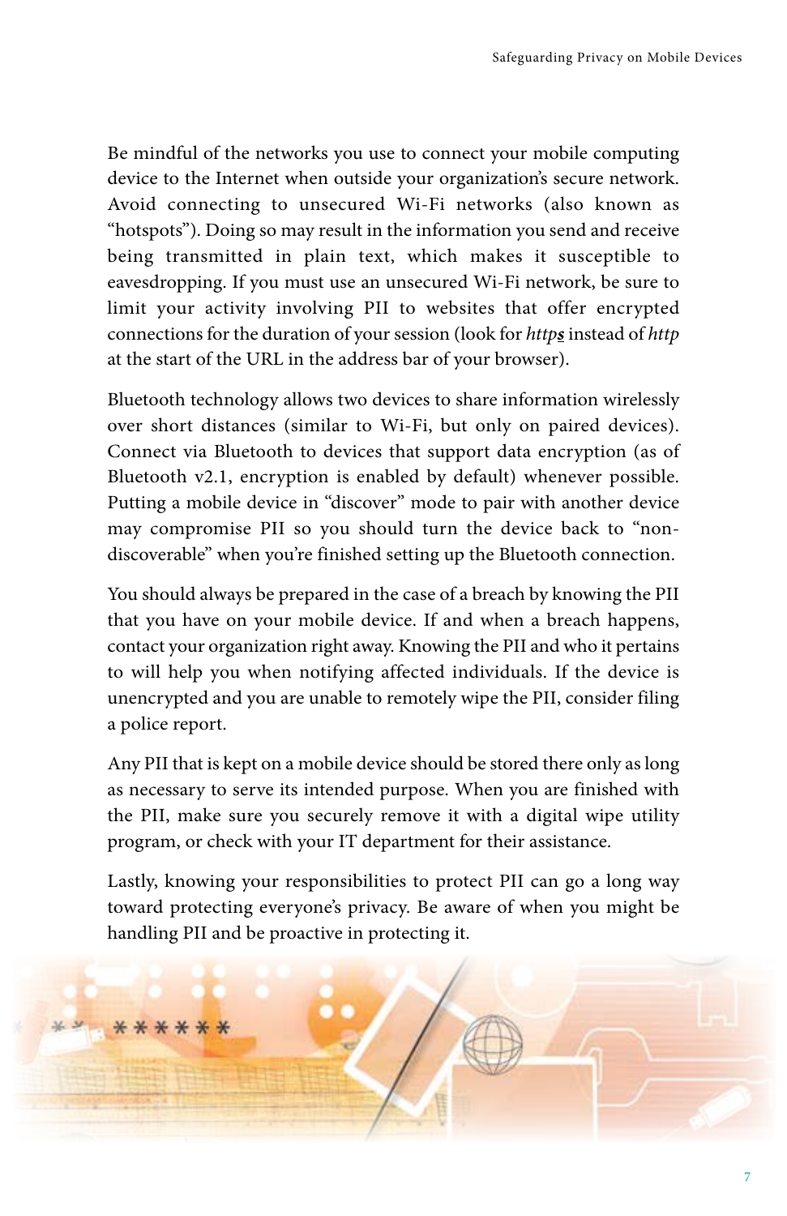Be mindful of the networks you use to connect your mobile computing device to the Internet when outside your organization's secure network. Avoid connecting to unsecured Wi-Fi networks (also known as "hotspots"). Doing so may result in the information you send and receive being transmitted in plain text, which makes it susceptible to eavesdropping. If you must use an unsecured Wi-Fi network, be sure to limit your activity involving PII to websites that offer encrypted connections for the duration of your session (look for *http**s*** instead of *http* at the start of the URL in the address bar of your browser).

Bluetooth technology allows two devices to share information wirelessly over short distances (similar to Wi-Fi, but only on paired devices). Connect via Bluetooth to devices that support data encryption (as of Bluetooth v2.1, encryption is enabled by default) whenever possible. Putting a mobile device in "discover" mode to pair with another device may compromise PII so you should turn the device back to "non-discoverable" when you're finished setting up the Bluetooth connection.

You should always be prepared in the case of a breach by knowing the PII that you have on your mobile device. If and when a breach happens, contact your organization right away. Knowing the PII and who it pertains to will help you when notifying affected individuals. If the device is unencrypted and you are unable to remotely wipe the PII, consider filing a police report.

Any PII that is kept on a mobile device should be stored there only as long as necessary to serve its intended purpose. When you are finished with the PII, make sure you securely remove it with a digital wipe utility program, or check with your IT department for their assistance.

Lastly, knowing your responsibilities to protect PII can go a long way toward protecting everyone's privacy. Be aware of when you might be handling PII and be proactive in protecting it.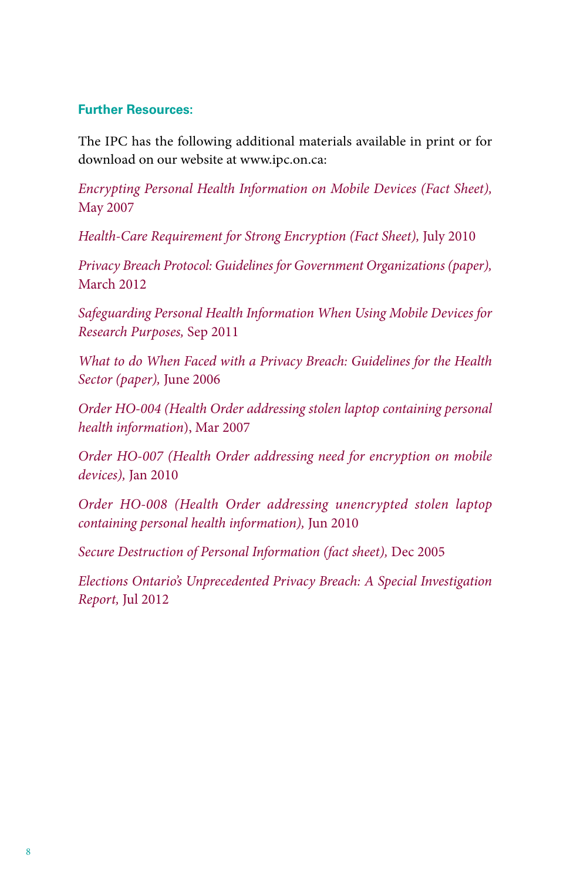## Further Resources:

The IPC has the following additional materials available in print or for download on our website at www.ipc.on.ca:

*Encrypting Personal Health Information on Mobile Devices (Fact Sheet),* May 2007

*Health-Care Requirement for Strong Encryption (Fact Sheet),* July 2010

*Privacy Breach Protocol: Guidelines for Government Organizations (paper),* March 2012

*Safeguarding Personal Health Information When Using Mobile Devices for Research Purposes,* Sep 2011

*What to do When Faced with a Privacy Breach: Guidelines for the Health Sector (paper),* June 2006

*Order HO-004 (Health Order addressing stolen laptop containing personal health information*), Mar 2007

*Order HO-007 (Health Order addressing need for encryption on mobile devices),* Jan 2010

*Order HO-008 (Health Order addressing unencrypted stolen laptop containing personal health information),* Jun 2010

*Secure Destruction of Personal Information (fact sheet),* Dec 2005

*Elections Ontario's Unprecedented Privacy Breach: A Special Investigation Report,* Jul 2012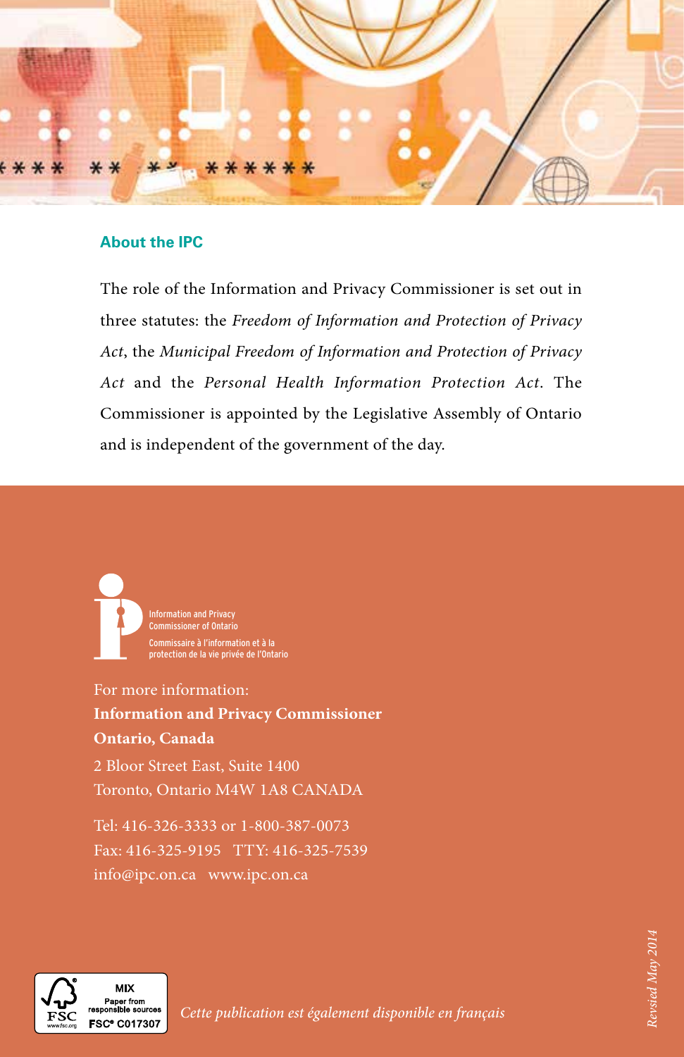## About the IPC

The role of the Information and Privacy Commissioner is set out in three statutes: the *Freedom of Information and Protection of Privacy Act*, the *Municipal Freedom of Information and Protection of Privacy Act* and the *Personal Health Information Protection Act*. The Commissioner is appointed by the Legislative Assembly of Ontario and is independent of the government of the day.

Information and Privacy Commissioner of Ontario
Commissaire à l'information et à la protection de la vie privée de l'Ontario

For more information:
**Information and Privacy Commissioner**
**Ontario, Canada**
2 Bloor Street East, Suite 1400
Toronto, Ontario M4W 1A8 CANADA

Tel: 416-326-3333 or 1-800-387-0073
Fax: 416-325-9195 TTY: 416-325-7539
info@ipc.on.ca www.ipc.on.ca

MIX
Paper from responsible sources
FSC® C017307

*Cette publication est également disponible en français*

*Revised May 2014*